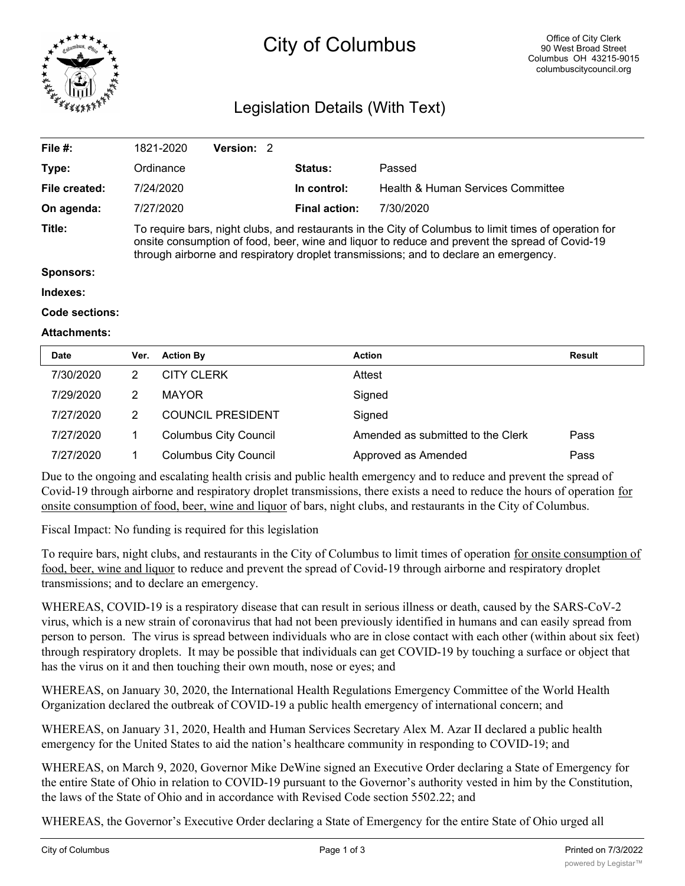# City of Columbus

Office of City Clerk
90 West Broad Street
Columbus OH 43215-9015
columbuscitycouncil.org

## Legislation Details (With Text)

| | | | |
|---|---|---|---|
| **File #:** | 1821-2020 **Version:** 2 | | |
| **Type:** | Ordinance | **Status:** | Passed |
| **File created:** | 7/24/2020 | **In control:** | Health & Human Services Committee |
| **On agenda:** | 7/27/2020 | **Final action:** | 7/30/2020 |

**Title:** To require bars, night clubs, and restaurants in the City of Columbus to limit times of operation for onsite consumption of food, beer, wine and liquor to reduce and prevent the spread of Covid-19 through airborne and respiratory droplet transmissions; and to declare an emergency.

**Sponsors:**

**Indexes:**

**Code sections:**

**Attachments:**

| Date | Ver. | Action By | Action | Result |
|---|---|---|---|---|
| 7/30/2020 | 2 | CITY CLERK | Attest | |
| 7/29/2020 | 2 | MAYOR | Signed | |
| 7/27/2020 | 2 | COUNCIL PRESIDENT | Signed | |
| 7/27/2020 | 1 | Columbus City Council | Amended as submitted to the Clerk | Pass |
| 7/27/2020 | 1 | Columbus City Council | Approved as Amended | Pass |

Due to the ongoing and escalating health crisis and public health emergency and to reduce and prevent the spread of Covid-19 through airborne and respiratory droplet transmissions, there exists a need to reduce the hours of operation for onsite consumption of food, beer, wine and liquor of bars, night clubs, and restaurants in the City of Columbus.

Fiscal Impact: No funding is required for this legislation

To require bars, night clubs, and restaurants in the City of Columbus to limit times of operation for onsite consumption of food, beer, wine and liquor to reduce and prevent the spread of Covid-19 through airborne and respiratory droplet transmissions; and to declare an emergency.

WHEREAS, COVID-19 is a respiratory disease that can result in serious illness or death, caused by the SARS-CoV-2 virus, which is a new strain of coronavirus that had not been previously identified in humans and can easily spread from person to person. The virus is spread between individuals who are in close contact with each other (within about six feet) through respiratory droplets. It may be possible that individuals can get COVID-19 by touching a surface or object that has the virus on it and then touching their own mouth, nose or eyes; and

WHEREAS, on January 30, 2020, the International Health Regulations Emergency Committee of the World Health Organization declared the outbreak of COVID-19 a public health emergency of international concern; and

WHEREAS, on January 31, 2020, Health and Human Services Secretary Alex M. Azar II declared a public health emergency for the United States to aid the nation's healthcare community in responding to COVID-19; and

WHEREAS, on March 9, 2020, Governor Mike DeWine signed an Executive Order declaring a State of Emergency for the entire State of Ohio in relation to COVID-19 pursuant to the Governor's authority vested in him by the Constitution, the laws of the State of Ohio and in accordance with Revised Code section 5502.22; and

WHEREAS, the Governor's Executive Order declaring a State of Emergency for the entire State of Ohio urged all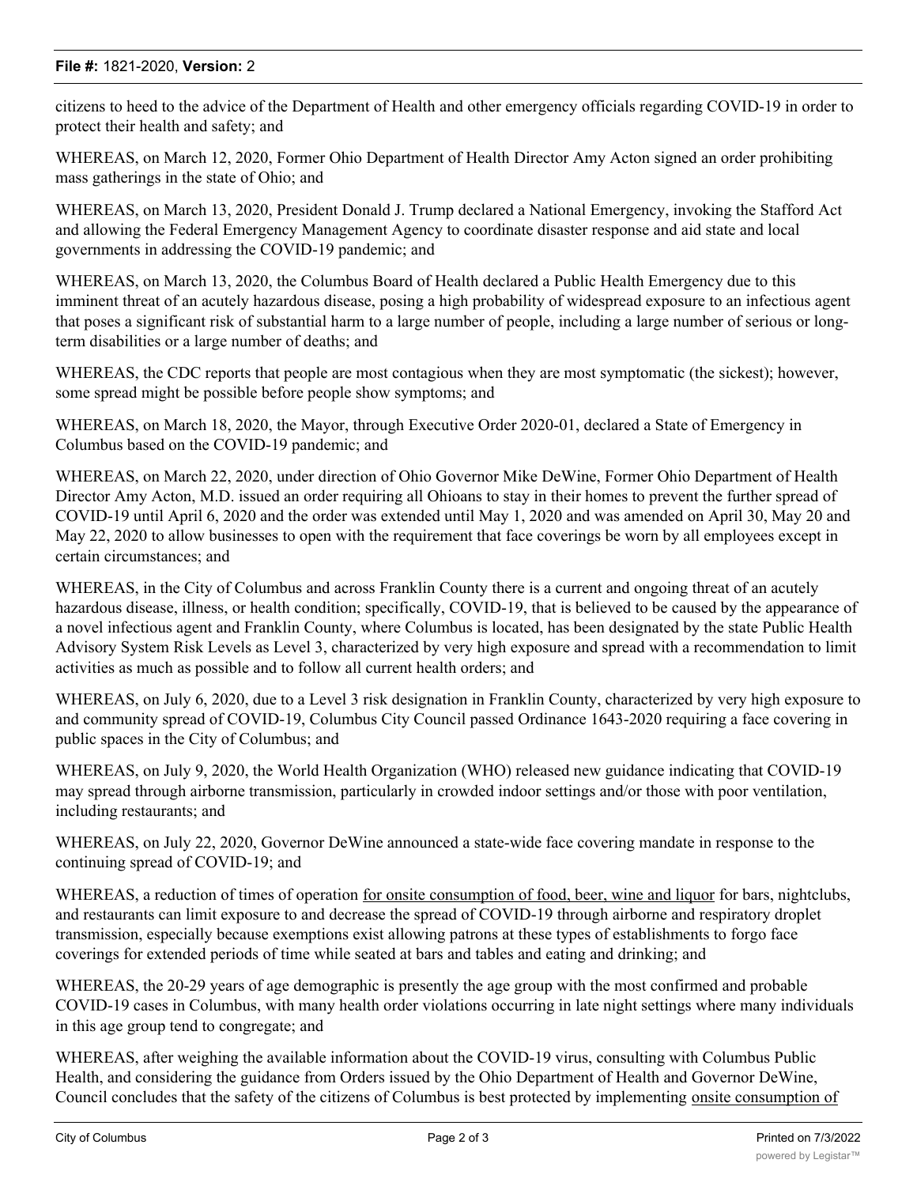citizens to heed to the advice of the Department of Health and other emergency officials regarding COVID-19 in order to protect their health and safety; and

WHEREAS, on March 12, 2020, Former Ohio Department of Health Director Amy Acton signed an order prohibiting mass gatherings in the state of Ohio; and

WHEREAS, on March 13, 2020, President Donald J. Trump declared a National Emergency, invoking the Stafford Act and allowing the Federal Emergency Management Agency to coordinate disaster response and aid state and local governments in addressing the COVID-19 pandemic; and

WHEREAS, on March 13, 2020, the Columbus Board of Health declared a Public Health Emergency due to this imminent threat of an acutely hazardous disease, posing a high probability of widespread exposure to an infectious agent that poses a significant risk of substantial harm to a large number of people, including a large number of serious or long-term disabilities or a large number of deaths; and

WHEREAS, the CDC reports that people are most contagious when they are most symptomatic (the sickest); however, some spread might be possible before people show symptoms; and

WHEREAS, on March 18, 2020, the Mayor, through Executive Order 2020-01, declared a State of Emergency in Columbus based on the COVID-19 pandemic; and

WHEREAS, on March 22, 2020, under direction of Ohio Governor Mike DeWine, Former Ohio Department of Health Director Amy Acton, M.D. issued an order requiring all Ohioans to stay in their homes to prevent the further spread of COVID-19 until April 6, 2020 and the order was extended until May 1, 2020 and was amended on April 30, May 20 and May 22, 2020 to allow businesses to open with the requirement that face coverings be worn by all employees except in certain circumstances; and

WHEREAS, in the City of Columbus and across Franklin County there is a current and ongoing threat of an acutely hazardous disease, illness, or health condition; specifically, COVID-19, that is believed to be caused by the appearance of a novel infectious agent and Franklin County, where Columbus is located, has been designated by the state Public Health Advisory System Risk Levels as Level 3, characterized by very high exposure and spread with a recommendation to limit activities as much as possible and to follow all current health orders; and

WHEREAS, on July 6, 2020, due to a Level 3 risk designation in Franklin County, characterized by very high exposure to and community spread of COVID-19, Columbus City Council passed Ordinance 1643-2020 requiring a face covering in public spaces in the City of Columbus; and

WHEREAS, on July 9, 2020, the World Health Organization (WHO) released new guidance indicating that COVID-19 may spread through airborne transmission, particularly in crowded indoor settings and/or those with poor ventilation, including restaurants; and

WHEREAS, on July 22, 2020, Governor DeWine announced a state-wide face covering mandate in response to the continuing spread of COVID-19; and

WHEREAS, a reduction of times of operation <u>for onsite consumption of food, beer, wine and liquor</u> for bars, nightclubs, and restaurants can limit exposure to and decrease the spread of COVID-19 through airborne and respiratory droplet transmission, especially because exemptions exist allowing patrons at these types of establishments to forgo face coverings for extended periods of time while seated at bars and tables and eating and drinking; and

WHEREAS, the 20-29 years of age demographic is presently the age group with the most confirmed and probable COVID-19 cases in Columbus, with many health order violations occurring in late night settings where many individuals in this age group tend to congregate; and

WHEREAS, after weighing the available information about the COVID-19 virus, consulting with Columbus Public Health, and considering the guidance from Orders issued by the Ohio Department of Health and Governor DeWine, Council concludes that the safety of the citizens of Columbus is best protected by implementing <u>onsite consumption of</u>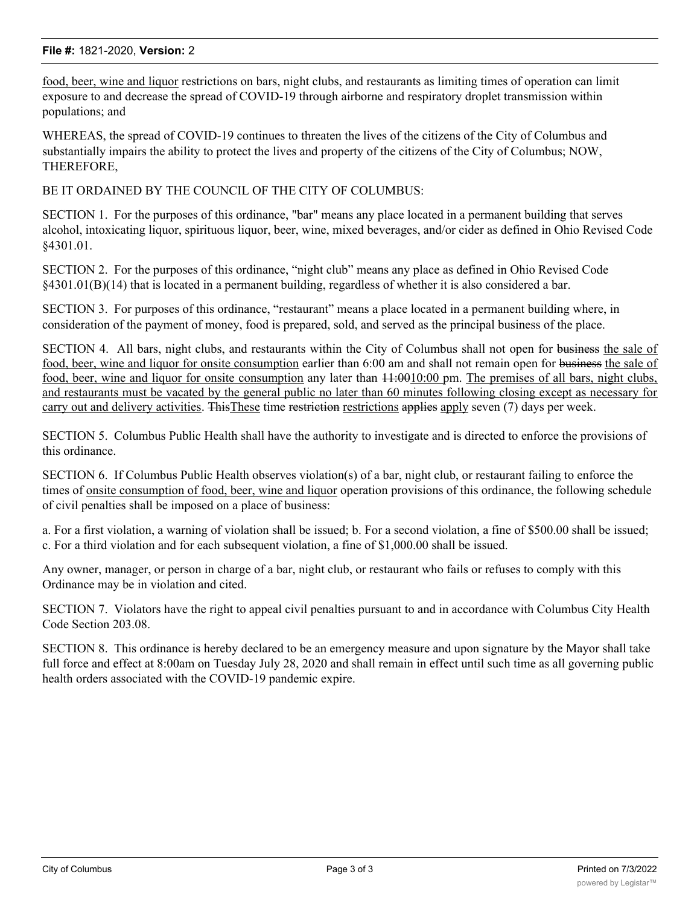food, beer, wine and liquor restrictions on bars, night clubs, and restaurants as limiting times of operation can limit exposure to and decrease the spread of COVID-19 through airborne and respiratory droplet transmission within populations; and

WHEREAS, the spread of COVID-19 continues to threaten the lives of the citizens of the City of Columbus and substantially impairs the ability to protect the lives and property of the citizens of the City of Columbus; NOW, THEREFORE,

BE IT ORDAINED BY THE COUNCIL OF THE CITY OF COLUMBUS:

SECTION 1. For the purposes of this ordinance, "bar" means any place located in a permanent building that serves alcohol, intoxicating liquor, spirituous liquor, beer, wine, mixed beverages, and/or cider as defined in Ohio Revised Code §4301.01.

SECTION 2. For the purposes of this ordinance, "night club" means any place as defined in Ohio Revised Code §4301.01(B)(14) that is located in a permanent building, regardless of whether it is also considered a bar.

SECTION 3. For purposes of this ordinance, "restaurant" means a place located in a permanent building where, in consideration of the payment of money, food is prepared, sold, and served as the principal business of the place.

SECTION 4. All bars, night clubs, and restaurants within the City of Columbus shall not open for ~~business~~ the sale of food, beer, wine and liquor for onsite consumption earlier than 6:00 am and shall not remain open for ~~business~~ the sale of food, beer, wine and liquor for onsite consumption any later than ~~11:00~~10:00 pm. The premises of all bars, night clubs, and restaurants must be vacated by the general public no later than 60 minutes following closing except as necessary for carry out and delivery activities. ~~This~~These time ~~restriction~~ restrictions ~~applies~~ apply seven (7) days per week.

SECTION 5. Columbus Public Health shall have the authority to investigate and is directed to enforce the provisions of this ordinance.

SECTION 6. If Columbus Public Health observes violation(s) of a bar, night club, or restaurant failing to enforce the times of onsite consumption of food, beer, wine and liquor operation provisions of this ordinance, the following schedule of civil penalties shall be imposed on a place of business:

a. For a first violation, a warning of violation shall be issued; b. For a second violation, a fine of $500.00 shall be issued; c. For a third violation and for each subsequent violation, a fine of $1,000.00 shall be issued.

Any owner, manager, or person in charge of a bar, night club, or restaurant who fails or refuses to comply with this Ordinance may be in violation and cited.

SECTION 7. Violators have the right to appeal civil penalties pursuant to and in accordance with Columbus City Health Code Section 203.08.

SECTION 8. This ordinance is hereby declared to be an emergency measure and upon signature by the Mayor shall take full force and effect at 8:00am on Tuesday July 28, 2020 and shall remain in effect until such time as all governing public health orders associated with the COVID-19 pandemic expire.